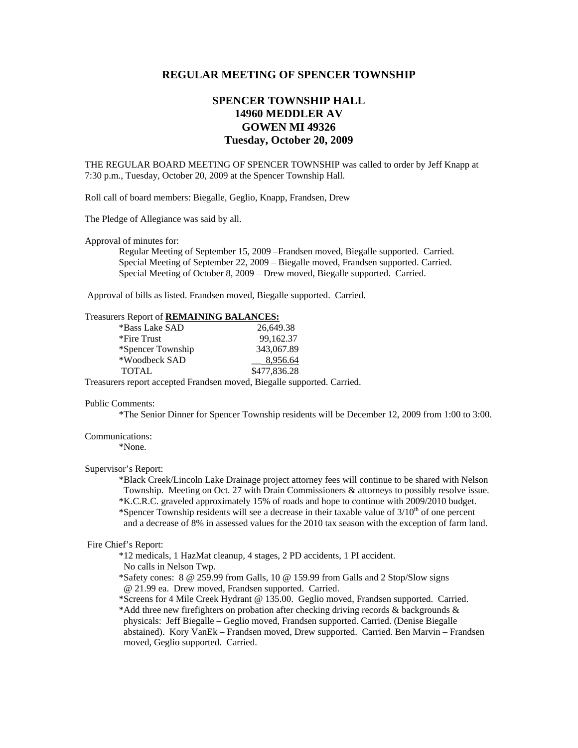## REGULAR MEETING OF SPENCER TOWNSHIP

### SPENCER TOWNSHIP HALL
### 14960 MEDDLER AV
### GOWEN MI 49326
### Tuesday, October 20, 2009

THE REGULAR BOARD MEETING OF SPENCER TOWNSHIP was called to order by Jeff Knapp at 7:30 p.m., Tuesday, October 20, 2009 at the Spencer Township Hall.

Roll call of board members: Biegalle, Geglio, Knapp, Frandsen, Drew

The Pledge of Allegiance was said by all.

Approval of minutes for:

Regular Meeting of September 15, 2009 –Frandsen moved, Biegalle supported. Carried.
Special Meeting of September 22, 2009 – Biegalle moved, Frandsen supported. Carried.
Special Meeting of October 8, 2009 – Drew moved, Biegalle supported. Carried.

Approval of bills as listed. Frandsen moved, Biegalle supported. Carried.

Treasurers Report of **REMAINING BALANCES:**

| | |
|---|---|
| *Bass Lake SAD | 26,649.38 |
| *Fire Trust | 99,162.37 |
| *Spencer Township | 343,067.89 |
| *Woodbeck SAD | 8,956.64 |
| TOTAL | $477,836.28 |

Treasurers report accepted Frandsen moved, Biegalle supported. Carried.

Public Comments:

*The Senior Dinner for Spencer Township residents will be December 12, 2009 from 1:00 to 3:00.

Communications:

*None.

Supervisor's Report:

*Black Creek/Lincoln Lake Drainage project attorney fees will continue to be shared with Nelson Township. Meeting on Oct. 27 with Drain Commissioners & attorneys to possibly resolve issue.
*K.C.R.C. graveled approximately 15% of roads and hope to continue with 2009/2010 budget.
*Spencer Township residents will see a decrease in their taxable value of 3/10th of one percent and a decrease of 8% in assessed values for the 2010 tax season with the exception of farm land.

Fire Chief's Report:

*12 medicals, 1 HazMat cleanup, 4 stages, 2 PD accidents, 1 PI accident. No calls in Nelson Twp.
*Safety cones: 8 @ 259.99 from Galls, 10 @ 159.99 from Galls and 2 Stop/Slow signs @ 21.99 ea. Drew moved, Frandsen supported. Carried.
*Screens for 4 Mile Creek Hydrant @ 135.00. Geglio moved, Frandsen supported. Carried.
*Add three new firefighters on probation after checking driving records & backgrounds & physicals: Jeff Biegalle – Geglio moved, Frandsen supported. Carried. (Denise Biegalle abstained). Kory VanEk – Frandsen moved, Drew supported. Carried. Ben Marvin – Frandsen moved, Geglio supported. Carried.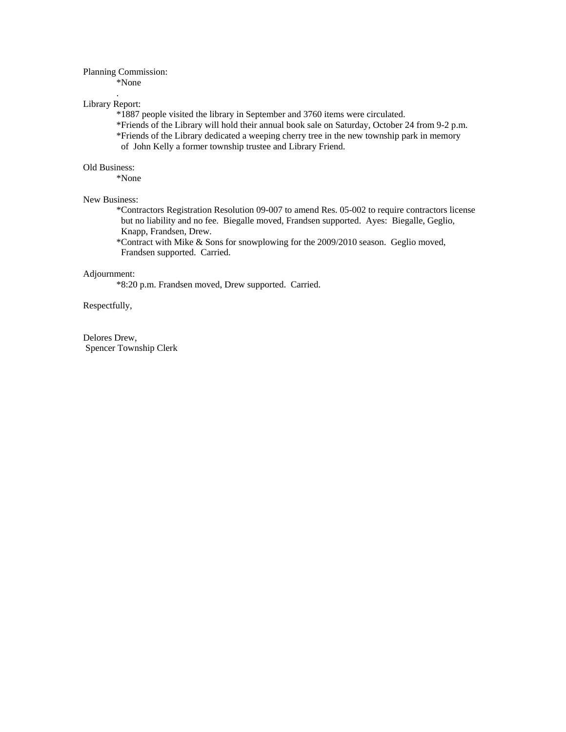Planning Commission:

*None

.

Library Report:

*1887 people visited the library in September and 3760 items were circulated.

*Friends of the Library will hold their annual book sale on Saturday, October 24 from 9-2 p.m.

*Friends of the Library dedicated a weeping cherry tree in the new township park in memory of John Kelly a former township trustee and Library Friend.

Old Business:

*None

New Business:

*Contractors Registration Resolution 09-007 to amend Res. 05-002 to require contractors license but no liability and no fee. Biegalle moved, Frandsen supported. Ayes: Biegalle, Geglio, Knapp, Frandsen, Drew.

*Contract with Mike & Sons for snowplowing for the 2009/2010 season. Geglio moved, Frandsen supported. Carried.

Adjournment:

*8:20 p.m. Frandsen moved, Drew supported. Carried.

Respectfully,

Delores Drew,
Spencer Township Clerk